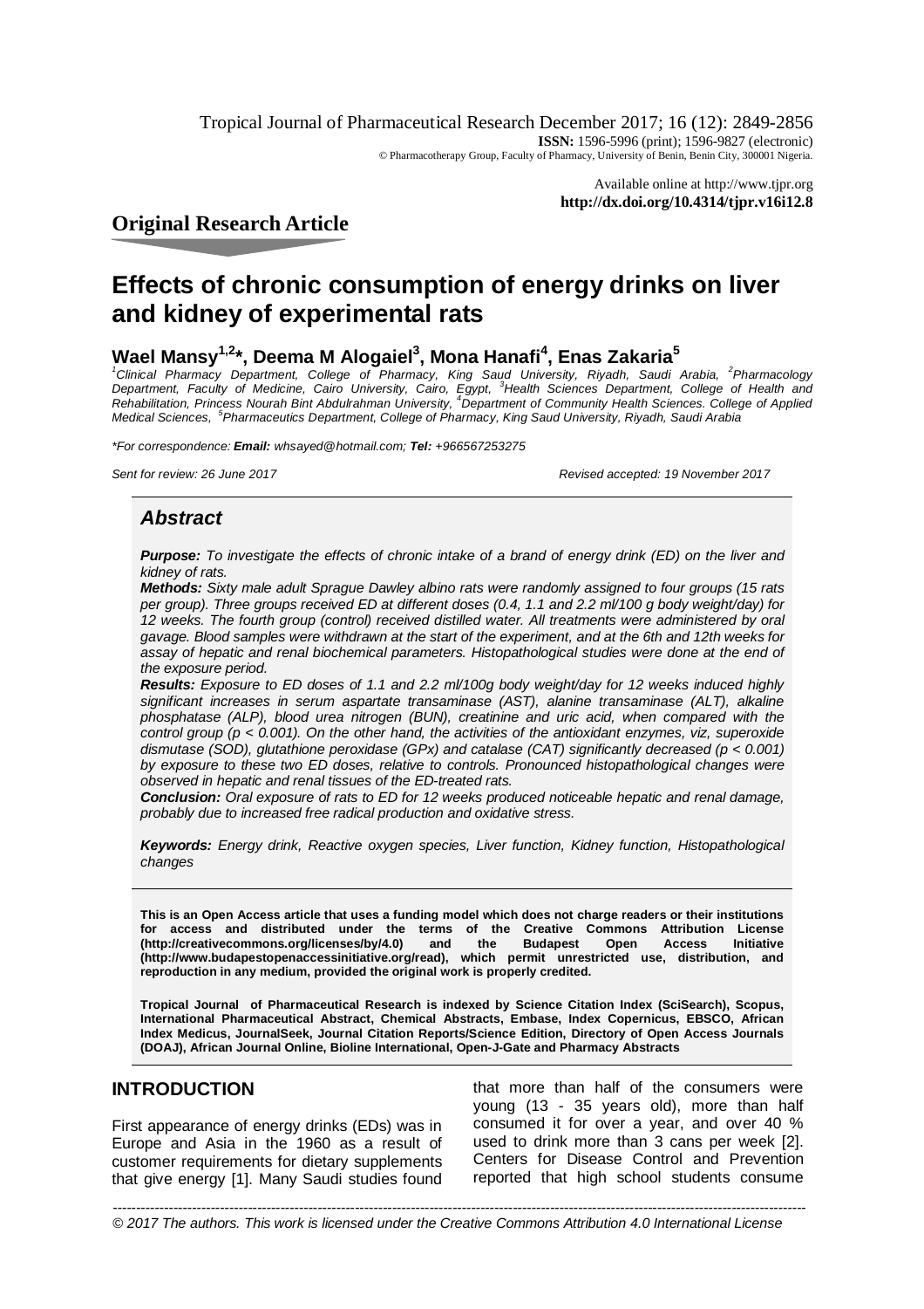Original Research Article

# Effects of chronic consumption of energy drinks on liver and kidney of experimental rats

**Wael Mansy[1,2]*, Deema M Alogaiel[3], Mona Hanafi[4], Enas Zakaria[5]**

*[1]Clinical Pharmacy Department, College of Pharmacy, King Saud University, Riyadh, Saudi Arabia, [2]Pharmacology Department, Faculty of Medicine, Cairo University, Cairo, Egypt, [3]Health Sciences Department, College of Health and Rehabilitation, Princess Nourah Bint Abdulrahman University, [4]Department of Community Health Sciences. College of Applied Medical Sciences, [5]Pharmaceutics Department, College of Pharmacy, King Saud University, Riyadh, Saudi Arabia*

*For correspondence: **Email:** whsayed@hotmail.com; **Tel:** +966567253275*

*Sent for review: 26 June 2017* *Revised accepted: 19 November 2017*

## Abstract

***Purpose:*** *To investigate the effects of chronic intake of a brand of energy drink (ED) on the liver and kidney of rats.*

***Methods:*** *Sixty male adult Sprague Dawley albino rats were randomly assigned to four groups (15 rats per group). Three groups received ED at different doses (0.4, 1.1 and 2.2 ml/100 g body weight/day) for 12 weeks. The fourth group (control) received distilled water. All treatments were administered by oral gavage. Blood samples were withdrawn at the start of the experiment, and at the 6th and 12th weeks for assay of hepatic and renal biochemical parameters. Histopathological studies were done at the end of the exposure period.*

***Results:*** *Exposure to ED doses of 1.1 and 2.2 ml/100g body weight/day for 12 weeks induced highly significant increases in serum aspartate transaminase (AST), alanine transaminase (ALT), alkaline phosphatase (ALP), blood urea nitrogen (BUN), creatinine and uric acid, when compared with the control group ($p < 0.001$). On the other hand, the activities of the antioxidant enzymes, viz, superoxide dismutase (SOD), glutathione peroxidase (GPx) and catalase (CAT) significantly decreased ($p < 0.001$) by exposure to these two ED doses, relative to controls. Pronounced histopathological changes were observed in hepatic and renal tissues of the ED-treated rats.*

***Conclusion:*** *Oral exposure of rats to ED for 12 weeks produced noticeable hepatic and renal damage, probably due to increased free radical production and oxidative stress.*

***Keywords:*** *Energy drink, Reactive oxygen species, Liver function, Kidney function, Histopathological changes*

**This is an Open Access article that uses a funding model which does not charge readers or their institutions for access and distributed under the terms of the Creative Commons Attribution License (http://creativecommons.org/licenses/by/4.0) and the Budapest Open Access Initiative (http://www.budapestopenaccessinitiative.org/read), which permit unrestricted use, distribution, and reproduction in any medium, provided the original work is properly credited.**

**Tropical Journal of Pharmaceutical Research is indexed by Science Citation Index (SciSearch), Scopus, International Pharmaceutical Abstract, Chemical Abstracts, Embase, Index Copernicus, EBSCO, African Index Medicus, JournalSeek, Journal Citation Reports/Science Edition, Directory of Open Access Journals (DOAJ), African Journal Online, Bioline International, Open-J-Gate and Pharmacy Abstracts**

## INTRODUCTION

First appearance of energy drinks (EDs) was in Europe and Asia in the 1960 as a result of customer requirements for dietary supplements that give energy [1]. Many Saudi studies found that more than half of the consumers were young (13 - 35 years old), more than half consumed it for over a year, and over 40 % used to drink more than 3 cans per week [2]. Centers for Disease Control and Prevention reported that high school students consume

*© 2017 The authors. This work is licensed under the Creative Commons Attribution 4.0 International License*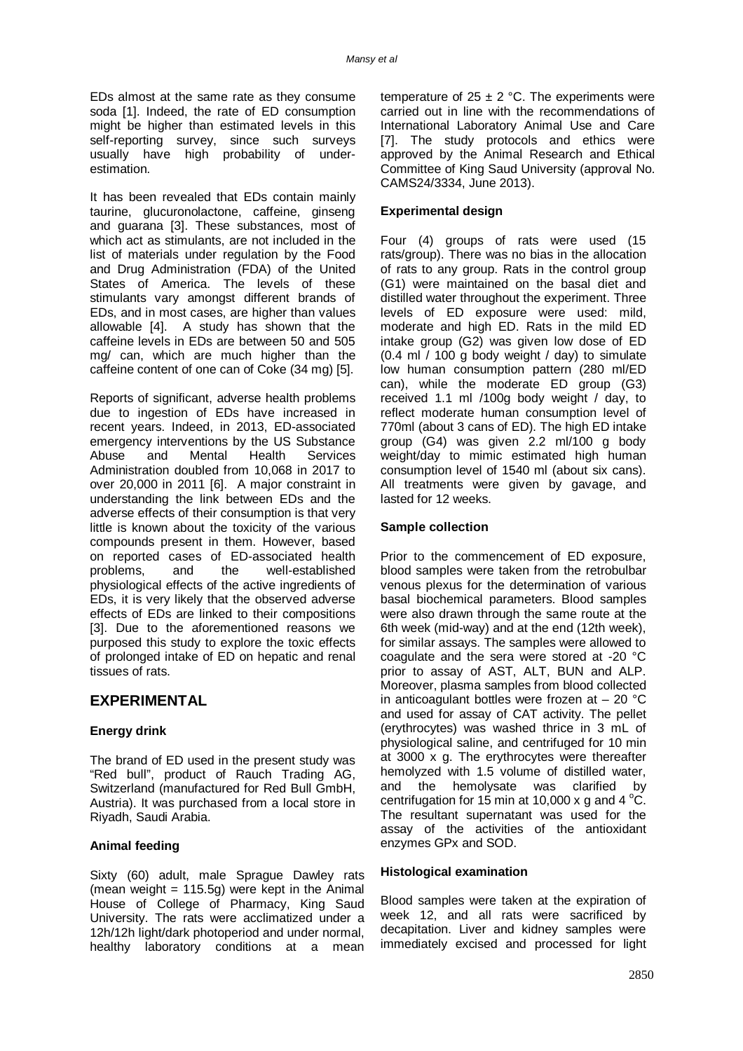EDs almost at the same rate as they consume soda [1]. Indeed, the rate of ED consumption might be higher than estimated levels in this self-reporting survey, since such surveys usually have high probability of under-estimation.

It has been revealed that EDs contain mainly taurine, glucuronolactone, caffeine, ginseng and guarana [3]. These substances, most of which act as stimulants, are not included in the list of materials under regulation by the Food and Drug Administration (FDA) of the United States of America. The levels of these stimulants vary amongst different brands of EDs, and in most cases, are higher than values allowable [4]. A study has shown that the caffeine levels in EDs are between 50 and 505 mg/ can, which are much higher than the caffeine content of one can of Coke (34 mg) [5].

Reports of significant, adverse health problems due to ingestion of EDs have increased in recent years. Indeed, in 2013, ED-associated emergency interventions by the US Substance Abuse and Mental Health Services Administration doubled from 10,068 in 2017 to over 20,000 in 2011 [6]. A major constraint in understanding the link between EDs and the adverse effects of their consumption is that very little is known about the toxicity of the various compounds present in them. However, based on reported cases of ED-associated health problems, and the well-established physiological effects of the active ingredients of EDs, it is very likely that the observed adverse effects of EDs are linked to their compositions [3]. Due to the aforementioned reasons we purposed this study to explore the toxic effects of prolonged intake of ED on hepatic and renal tissues of rats.

## EXPERIMENTAL

### Energy drink

The brand of ED used in the present study was "Red bull", product of Rauch Trading AG, Switzerland (manufactured for Red Bull GmbH, Austria). It was purchased from a local store in Riyadh, Saudi Arabia.

### Animal feeding

Sixty (60) adult, male Sprague Dawley rats (mean weight = 115.5g) were kept in the Animal House of College of Pharmacy, King Saud University. The rats were acclimatized under a 12h/12h light/dark photoperiod and under normal, healthy laboratory conditions at a mean temperature of 25 ± 2 °C. The experiments were carried out in line with the recommendations of International Laboratory Animal Use and Care [7]. The study protocols and ethics were approved by the Animal Research and Ethical Committee of King Saud University (approval No. CAMS24/3334, June 2013).

### Experimental design

Four (4) groups of rats were used (15 rats/group). There was no bias in the allocation of rats to any group. Rats in the control group (G1) were maintained on the basal diet and distilled water throughout the experiment. Three levels of ED exposure were used: mild, moderate and high ED. Rats in the mild ED intake group (G2) was given low dose of ED (0.4 ml / 100 g body weight / day) to simulate low human consumption pattern (280 ml/ED can), while the moderate ED group (G3) received 1.1 ml /100g body weight / day, to reflect moderate human consumption level of 770ml (about 3 cans of ED). The high ED intake group (G4) was given 2.2 ml/100 g body weight/day to mimic estimated high human consumption level of 1540 ml (about six cans). All treatments were given by gavage, and lasted for 12 weeks.

### Sample collection

Prior to the commencement of ED exposure, blood samples were taken from the retrobulbar venous plexus for the determination of various basal biochemical parameters. Blood samples were also drawn through the same route at the 6th week (mid-way) and at the end (12th week), for similar assays. The samples were allowed to coagulate and the sera were stored at -20 °C prior to assay of AST, ALT, BUN and ALP. Moreover, plasma samples from blood collected in anticoagulant bottles were frozen at – 20 °C and used for assay of CAT activity. The pellet (erythrocytes) was washed thrice in 3 mL of physiological saline, and centrifuged for 10 min at 3000 x g. The erythrocytes were thereafter hemolyzed with 1.5 volume of distilled water, and the hemolysate was clarified by centrifugation for 15 min at 10,000 x g and 4 °C. The resultant supernatant was used for the assay of the activities of the antioxidant enzymes GPx and SOD.

### Histological examination

Blood samples were taken at the expiration of week 12, and all rats were sacrificed by decapitation. Liver and kidney samples were immediately excised and processed for light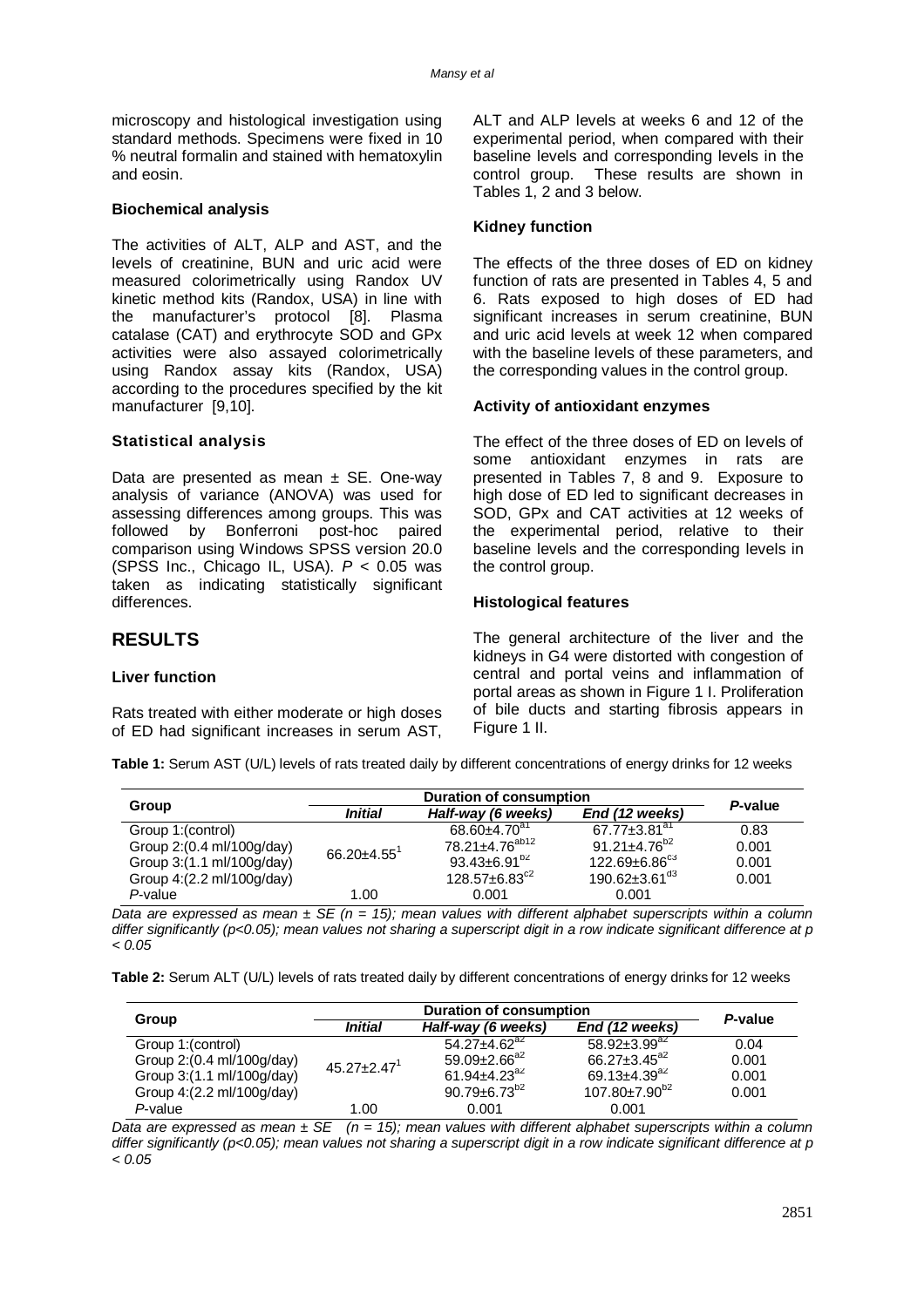microscopy and histological investigation using standard methods. Specimens were fixed in 10 % neutral formalin and stained with hematoxylin and eosin.

### Biochemical analysis

The activities of ALT, ALP and AST, and the levels of creatinine, BUN and uric acid were measured colorimetrically using Randox UV kinetic method kits (Randox, USA) in line with the manufacturer's protocol [8]. Plasma catalase (CAT) and erythrocyte SOD and GPx activities were also assayed colorimetrically using Randox assay kits (Randox, USA) according to the procedures specified by the kit manufacturer [9,10].

### Statistical analysis

Data are presented as mean ± SE. One-way analysis of variance (ANOVA) was used for assessing differences among groups. This was followed by Bonferroni post-hoc paired comparison using Windows SPSS version 20.0 (SPSS Inc., Chicago IL, USA). $P < 0.05$ was taken as indicating statistically significant differences.

## RESULTS

### Liver function

Rats treated with either moderate or high doses of ED had significant increases in serum AST, ALT and ALP levels at weeks 6 and 12 of the experimental period, when compared with their baseline levels and corresponding levels in the control group. These results are shown in Tables 1, 2 and 3 below.

### Kidney function

The effects of the three doses of ED on kidney function of rats are presented in Tables 4, 5 and 6. Rats exposed to high doses of ED had significant increases in serum creatinine, BUN and uric acid levels at week 12 when compared with the baseline levels of these parameters, and the corresponding values in the control group.

### Activity of antioxidant enzymes

The effect of the three doses of ED on levels of some antioxidant enzymes in rats are presented in Tables 7, 8 and 9. Exposure to high dose of ED led to significant decreases in SOD, GPx and CAT activities at 12 weeks of the experimental period, relative to their baseline levels and the corresponding levels in the control group.

### Histological features

The general architecture of the liver and the kidneys in G4 were distorted with congestion of central and portal veins and inflammation of portal areas as shown in Figure 1 I. Proliferation of bile ducts and starting fibrosis appears in Figure 1 II.

**Table 1:** Serum AST (U/L) levels of rats treated daily by different concentrations of energy drinks for 12 weeks

| Group | Duration of consumption | | | *P*-value |
|---|---|---|---|---|
| | *Initial* | *Half-way (6 weeks)* | *End (12 weeks)* | |
| Group 1:(control) | $66.20±4.55^{1}$ | $68.60±4.70^{a1}$ | $67.77±3.81^{a1}$ | 0.83 |
| Group 2:(0.4 ml/100g/day) | | $78.21±4.76^{ab12}$ | $91.21±4.76^{b2}$ | 0.001 |
| Group 3:(1.1 ml/100g/day) | | $93.43±6.91^{b2}$ | $122.69±6.86^{c3}$ | 0.001 |
| Group 4:(2.2 ml/100g/day) | | $128.57±6.83^{c2}$ | $190.62±3.61^{d3}$ | 0.001 |
| *P*-value | 1.00 | 0.001 | 0.001 | |

*Data are expressed as mean ± SE (n = 15); mean values with different alphabet superscripts within a column differ significantly (p<0.05); mean values not sharing a superscript digit in a row indicate significant difference at p < 0.05*

**Table 2:** Serum ALT (U/L) levels of rats treated daily by different concentrations of energy drinks for 12 weeks

| Group | Duration of consumption | | | *P*-value |
|---|---|---|---|---|
| | *Initial* | *Half-way (6 weeks)* | *End (12 weeks)* | |
| Group 1:(control) | $45.27±2.47^{1}$ | $54.27±4.62^{a2}$ | $58.92±3.99^{a2}$ | 0.04 |
| Group 2:(0.4 ml/100g/day) | | $59.09±2.66^{a2}$ | $66.27±3.45^{a2}$ | 0.001 |
| Group 3:(1.1 ml/100g/day) | | $61.94±4.23^{a2}$ | $69.13±4.39^{a2}$ | 0.001 |
| Group 4:(2.2 ml/100g/day) | | $90.79±6.73^{b2}$ | $107.80±7.90^{b2}$ | 0.001 |
| *P*-value | 1.00 | 0.001 | 0.001 | |

*Data are expressed as mean ± SE (n = 15); mean values with different alphabet superscripts within a column differ significantly (p<0.05); mean values not sharing a superscript digit in a row indicate significant difference at p < 0.05*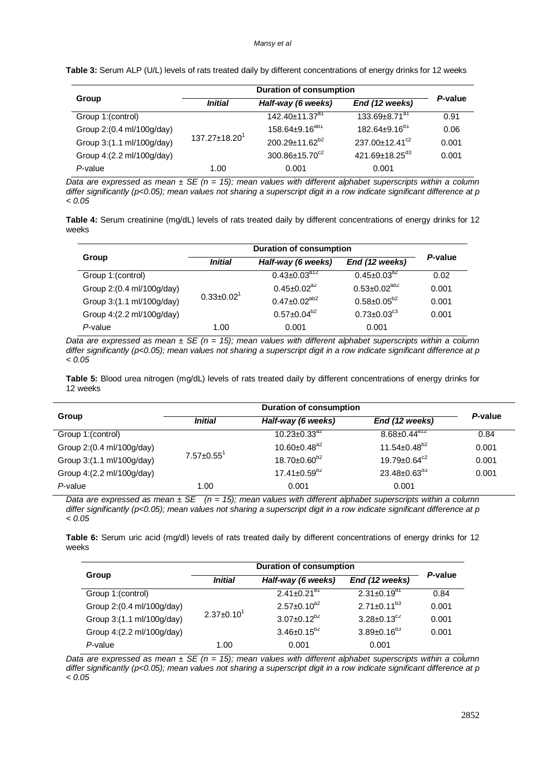**Table 3:** Serum ALP (U/L) levels of rats treated daily by different concentrations of energy drinks for 12 weeks

| Group | Duration of consumption | | | *P*-value |
|---|---|---|---|---|
| | ***Initial*** | ***Half-way (6 weeks)*** | ***End (12 weeks)*** | |
| Group 1:(control) | $137.27{\pm}18.20^{1}$ | $142.40{\pm}11.37^{a1}$ | $133.69{\pm}8.71^{a1}$ | 0.91 |
| Group 2:(0.4 ml/100g/day) | | $158.64{\pm}9.16^{ab1}$ | $182.64{\pm}9.16^{b1}$ | 0.06 |
| Group 3:(1.1 ml/100g/day) | | $200.29{\pm}11.62^{b2}$ | $237.00{\pm}12.41^{c2}$ | 0.001 |
| Group 4:(2.2 ml/100g/day) | | $300.86{\pm}15.70^{c2}$ | $421.69{\pm}18.25^{d3}$ | 0.001 |
| *P*-value | 1.00 | 0.001 | 0.001 | |

*Data are expressed as mean ± SE (n = 15); mean values with different alphabet superscripts within a column differ significantly (p<0.05); mean values not sharing a superscript digit in a row indicate significant difference at p < 0.05*

**Table 4:** Serum creatinine (mg/dL) levels of rats treated daily by different concentrations of energy drinks for 12 weeks

| Group | Duration of consumption | | | *P*-value |
|---|---|---|---|---|
| | ***Initial*** | ***Half-way (6 weeks)*** | ***End (12 weeks)*** | |
| Group 1:(control) | $0.33{\pm}0.02^{1}$ | $0.43{\pm}0.03^{a12}$ | $0.45{\pm}0.03^{a2}$ | 0.02 |
| Group 2:(0.4 ml/100g/day) | | $0.45{\pm}0.02^{a2}$ | $0.53{\pm}0.02^{ab2}$ | 0.001 |
| Group 3:(1.1 ml/100g/day) | | $0.47{\pm}0.02^{ab2}$ | $0.58{\pm}0.05^{b2}$ | 0.001 |
| Group 4:(2.2 ml/100g/day) | | $0.57{\pm}0.04^{b2}$ | $0.73{\pm}0.03^{c3}$ | 0.001 |
| *P*-value | 1.00 | 0.001 | 0.001 | |

*Data are expressed as mean ± SE (n = 15); mean values with different alphabet superscripts within a column differ significantly (p<0.05); mean values not sharing a superscript digit in a row indicate significant difference at p < 0.05*

**Table 5:** Blood urea nitrogen (mg/dL) levels of rats treated daily by different concentrations of energy drinks for 12 weeks

| Group | Duration of consumption | | | *P*-value |
|---|---|---|---|---|
| | ***Initial*** | ***Half-way (6 weeks)*** | ***End (12 weeks)*** | |
| Group 1:(control) | $7.57{\pm}0.55^{1}$ | $10.23{\pm}0.33^{a2}$ | $8.68{\pm}0.44^{a12}$ | 0.84 |
| Group 2:(0.4 ml/100g/day) | | $10.60{\pm}0.48^{a2}$ | $11.54{\pm}0.48^{b2}$ | 0.001 |
| Group 3:(1.1 ml/100g/day) | | $18.70{\pm}0.60^{b2}$ | $19.79{\pm}0.64^{c2}$ | 0.001 |
| Group 4:(2.2 ml/100g/day) | | $17.41{\pm}0.59^{b2}$ | $23.48{\pm}0.63^{d3}$ | 0.001 |
| *P*-value | 1.00 | 0.001 | 0.001 | |

*Data are expressed as mean ± SE (n = 15); mean values with different alphabet superscripts within a column differ significantly (p<0.05); mean values not sharing a superscript digit in a row indicate significant difference at p < 0.05*

**Table 6:** Serum uric acid (mg/dl) levels of rats treated daily by different concentrations of energy drinks for 12 weeks

| Group | Duration of consumption | | | *P*-value |
|---|---|---|---|---|
| | ***Initial*** | ***Half-way (6 weeks)*** | ***End (12 weeks)*** | |
| Group 1:(control) | $2.37{\pm}0.10^{1}$ | $2.41{\pm}0.21^{a1}$ | $2.31{\pm}0.19^{a1}$ | 0.84 |
| Group 2:(0.4 ml/100g/day) | | $2.57{\pm}0.10^{a2}$ | $2.71{\pm}0.11^{b3}$ | 0.001 |
| Group 3:(1.1 ml/100g/day) | | $3.07{\pm}0.12^{b2}$ | $3.28{\pm}0.13^{c2}$ | 0.001 |
| Group 4:(2.2 ml/100g/day) | | $3.46{\pm}0.15^{b2}$ | $3.89{\pm}0.16^{d3}$ | 0.001 |
| *P*-value | 1.00 | 0.001 | 0.001 | |

*Data are expressed as mean ± SE (n = 15); mean values with different alphabet superscripts within a column differ significantly (p<0.05); mean values not sharing a superscript digit in a row indicate significant difference at p < 0.05*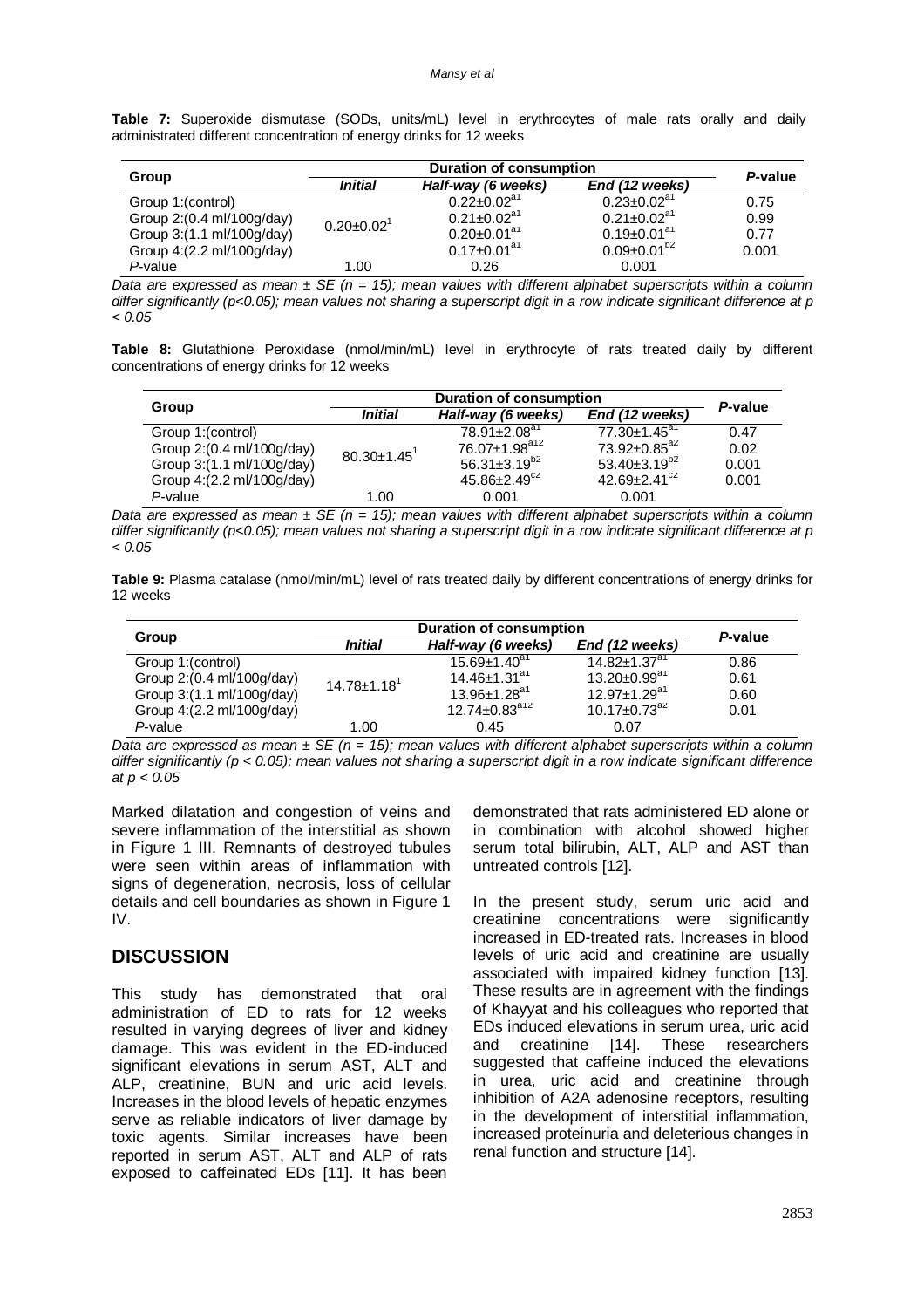**Table 7:** Superoxide dismutase (SODs, units/mL) level in erythrocytes of male rats orally and daily administrated different concentration of energy drinks for 12 weeks

| Group | Duration of consumption | | | *P*-value |
|---|---|---|---|---|
| | *Initial* | *Half-way (6 weeks)* | *End (12 weeks)* | |
| Group 1:(control) | $0.20±0.02^{1}$ | $0.22±0.02^{a1}$ | $0.23±0.02^{a1}$ | 0.75 |
| Group 2:(0.4 ml/100g/day) | | $0.21±0.02^{a1}$ | $0.21±0.02^{a1}$ | 0.99 |
| Group 3:(1.1 ml/100g/day) | | $0.20±0.01^{a1}$ | $0.19±0.01^{a1}$ | 0.77 |
| Group 4:(2.2 ml/100g/day) | | $0.17±0.01^{a1}$ | $0.09±0.01^{b2}$ | 0.001 |
| *P*-value | 1.00 | 0.26 | 0.001 | |

*Data are expressed as mean ± SE (n = 15); mean values with different alphabet superscripts within a column differ significantly (p<0.05); mean values not sharing a superscript digit in a row indicate significant difference at p < 0.05*

**Table 8:** Glutathione Peroxidase (nmol/min/mL) level in erythrocyte of rats treated daily by different concentrations of energy drinks for 12 weeks

| Group | Duration of consumption | | | *P*-value |
|---|---|---|---|---|
| | *Initial* | *Half-way (6 weeks)* | *End (12 weeks)* | |
| Group 1:(control) | $80.30±1.45^{1}$ | $78.91±2.08^{a1}$ | $77.30±1.45^{a1}$ | 0.47 |
| Group 2:(0.4 ml/100g/day) | | $76.07±1.98^{a12}$ | $73.92±0.85^{a2}$ | 0.02 |
| Group 3:(1.1 ml/100g/day) | | $56.31±3.19^{b2}$ | $53.40±3.19^{b2}$ | 0.001 |
| Group 4:(2.2 ml/100g/day) | | $45.86±2.49^{c2}$ | $42.69±2.41^{c2}$ | 0.001 |
| *P*-value | 1.00 | 0.001 | 0.001 | |

*Data are expressed as mean ± SE (n = 15); mean values with different alphabet superscripts within a column differ significantly (p<0.05); mean values not sharing a superscript digit in a row indicate significant difference at p < 0.05*

**Table 9:** Plasma catalase (nmol/min/mL) level of rats treated daily by different concentrations of energy drinks for 12 weeks

| Group | Duration of consumption | | | *P*-value |
|---|---|---|---|---|
| | *Initial* | *Half-way (6 weeks)* | *End (12 weeks)* | |
| Group 1:(control) | $14.78±1.18^{1}$ | $15.69±1.40^{a1}$ | $14.82±1.37^{a1}$ | 0.86 |
| Group 2:(0.4 ml/100g/day) | | $14.46±1.31^{a1}$ | $13.20±0.99^{a1}$ | 0.61 |
| Group 3:(1.1 ml/100g/day) | | $13.96±1.28^{a1}$ | $12.97±1.29^{a1}$ | 0.60 |
| Group 4:(2.2 ml/100g/day) | | $12.74±0.83^{a12}$ | $10.17±0.73^{a2}$ | 0.01 |
| *P*-value | 1.00 | 0.45 | 0.07 | |

*Data are expressed as mean ± SE (n = 15); mean values with different alphabet superscripts within a column differ significantly (p < 0.05); mean values not sharing a superscript digit in a row indicate significant difference at p < 0.05*

Marked dilatation and congestion of veins and severe inflammation of the interstitial as shown in Figure 1 III. Remnants of destroyed tubules were seen within areas of inflammation with signs of degeneration, necrosis, loss of cellular details and cell boundaries as shown in Figure 1 IV.

## DISCUSSION

This study has demonstrated that oral administration of ED to rats for 12 weeks resulted in varying degrees of liver and kidney damage. This was evident in the ED-induced significant elevations in serum AST, ALT and ALP, creatinine, BUN and uric acid levels. Increases in the blood levels of hepatic enzymes serve as reliable indicators of liver damage by toxic agents. Similar increases have been reported in serum AST, ALT and ALP of rats exposed to caffeinated EDs [11]. It has been demonstrated that rats administered ED alone or in combination with alcohol showed higher serum total bilirubin, ALT, ALP and AST than untreated controls [12].

In the present study, serum uric acid and creatinine concentrations were significantly increased in ED-treated rats. Increases in blood levels of uric acid and creatinine are usually associated with impaired kidney function [13]. These results are in agreement with the findings of Khayyat and his colleagues who reported that EDs induced elevations in serum urea, uric acid and creatinine [14]. These researchers suggested that caffeine induced the elevations in urea, uric acid and creatinine through inhibition of A2A adenosine receptors, resulting in the development of interstitial inflammation, increased proteinuria and deleterious changes in renal function and structure [14].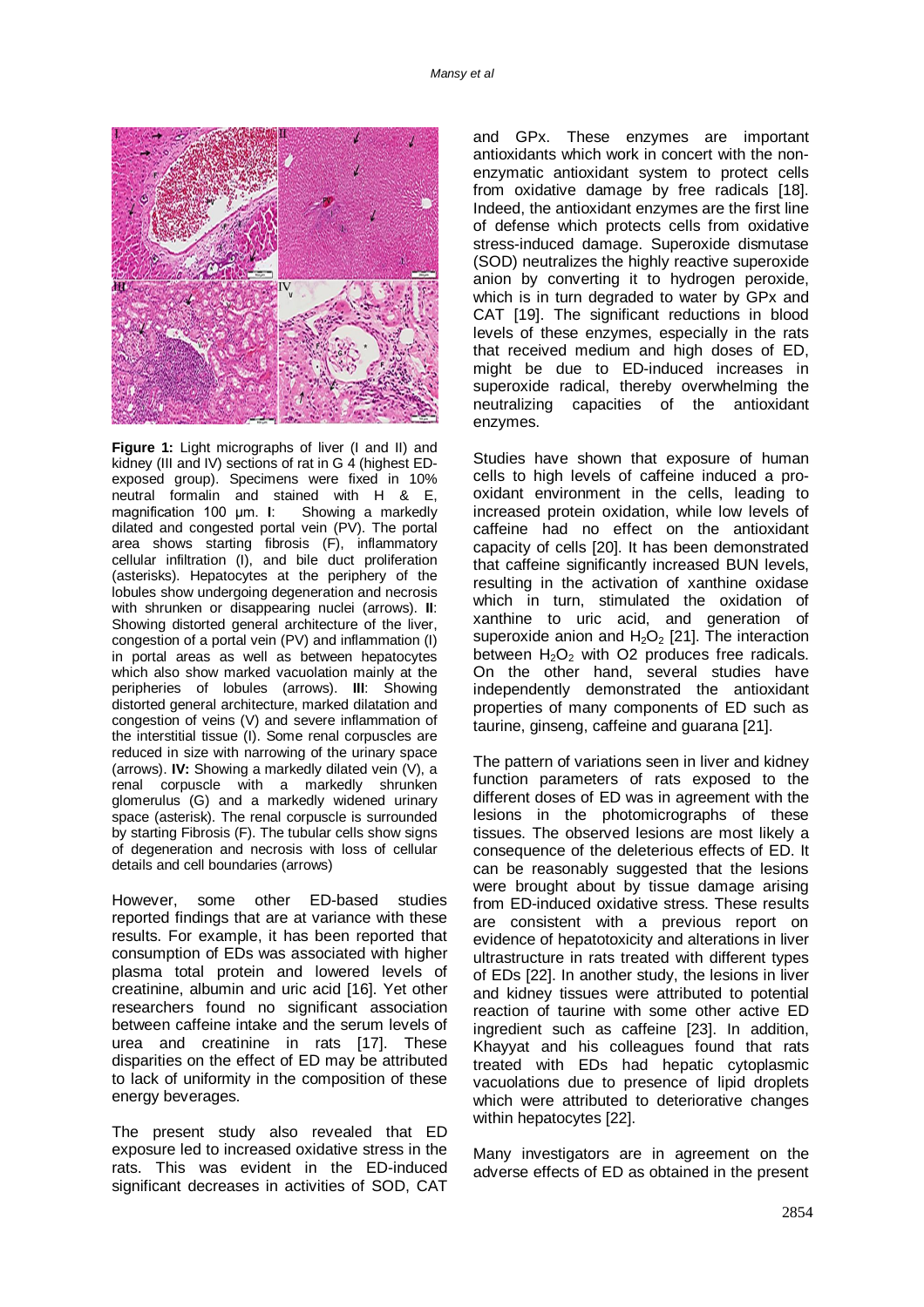**Figure 1:** Light micrographs of liver (I and II) and kidney (III and IV) sections of rat in G 4 (highest ED-exposed group). Specimens were fixed in 10% neutral formalin and stained with H & E, magnification 100 µm. **I**: Showing a markedly dilated and congested portal vein (PV). The portal area shows starting fibrosis (F), inflammatory cellular infiltration (I), and bile duct proliferation (asterisks). Hepatocytes at the periphery of the lobules show undergoing degeneration and necrosis with shrunken or disappearing nuclei (arrows). **II**: Showing distorted general architecture of the liver, congestion of a portal vein (PV) and inflammation (I) in portal areas as well as between hepatocytes which also show marked vacuolation mainly at the peripheries of lobules (arrows). **III**: Showing distorted general architecture, marked dilatation and congestion of veins (V) and severe inflammation of the interstitial tissue (I). Some renal corpuscles are reduced in size with narrowing of the urinary space (arrows). **IV:** Showing a markedly dilated vein (V), a renal corpuscle with a markedly shrunken glomerulus (G) and a markedly widened urinary space (asterisk). The renal corpuscle is surrounded by starting Fibrosis (F). The tubular cells show signs of degeneration and necrosis with loss of cellular details and cell boundaries (arrows)

However, some other ED-based studies reported findings that are at variance with these results. For example, it has been reported that consumption of EDs was associated with higher plasma total protein and lowered levels of creatinine, albumin and uric acid [16]. Yet other researchers found no significant association between caffeine intake and the serum levels of urea and creatinine in rats [17]. These disparities on the effect of ED may be attributed to lack of uniformity in the composition of these energy beverages.

The present study also revealed that ED exposure led to increased oxidative stress in the rats. This was evident in the ED-induced significant decreases in activities of SOD, CAT and GPx. These enzymes are important antioxidants which work in concert with the non-enzymatic antioxidant system to protect cells from oxidative damage by free radicals [18]. Indeed, the antioxidant enzymes are the first line of defense which protects cells from oxidative stress-induced damage. Superoxide dismutase (SOD) neutralizes the highly reactive superoxide anion by converting it to hydrogen peroxide, which is in turn degraded to water by GPx and CAT [19]. The significant reductions in blood levels of these enzymes, especially in the rats that received medium and high doses of ED, might be due to ED-induced increases in superoxide radical, thereby overwhelming the neutralizing capacities of the antioxidant enzymes.

Studies have shown that exposure of human cells to high levels of caffeine induced a pro-oxidant environment in the cells, leading to increased protein oxidation, while low levels of caffeine had no effect on the antioxidant capacity of cells [20]. It has been demonstrated that caffeine significantly increased BUN levels, resulting in the activation of xanthine oxidase which in turn, stimulated the oxidation of xanthine to uric acid, and generation of superoxide anion and $H_2O_2$ [21]. The interaction between $H_2O_2$ with O2 produces free radicals. On the other hand, several studies have independently demonstrated the antioxidant properties of many components of ED such as taurine, ginseng, caffeine and guarana [21].

The pattern of variations seen in liver and kidney function parameters of rats exposed to the different doses of ED was in agreement with the lesions in the photomicrographs of these tissues. The observed lesions are most likely a consequence of the deleterious effects of ED. It can be reasonably suggested that the lesions were brought about by tissue damage arising from ED-induced oxidative stress. These results are consistent with a previous report on evidence of hepatotoxicity and alterations in liver ultrastructure in rats treated with different types of EDs [22]. In another study, the lesions in liver and kidney tissues were attributed to potential reaction of taurine with some other active ED ingredient such as caffeine [23]. In addition, Khayyat and his colleagues found that rats treated with EDs had hepatic cytoplasmic vacuolations due to presence of lipid droplets which were attributed to deteriorative changes within hepatocytes [22].

Many investigators are in agreement on the adverse effects of ED as obtained in the present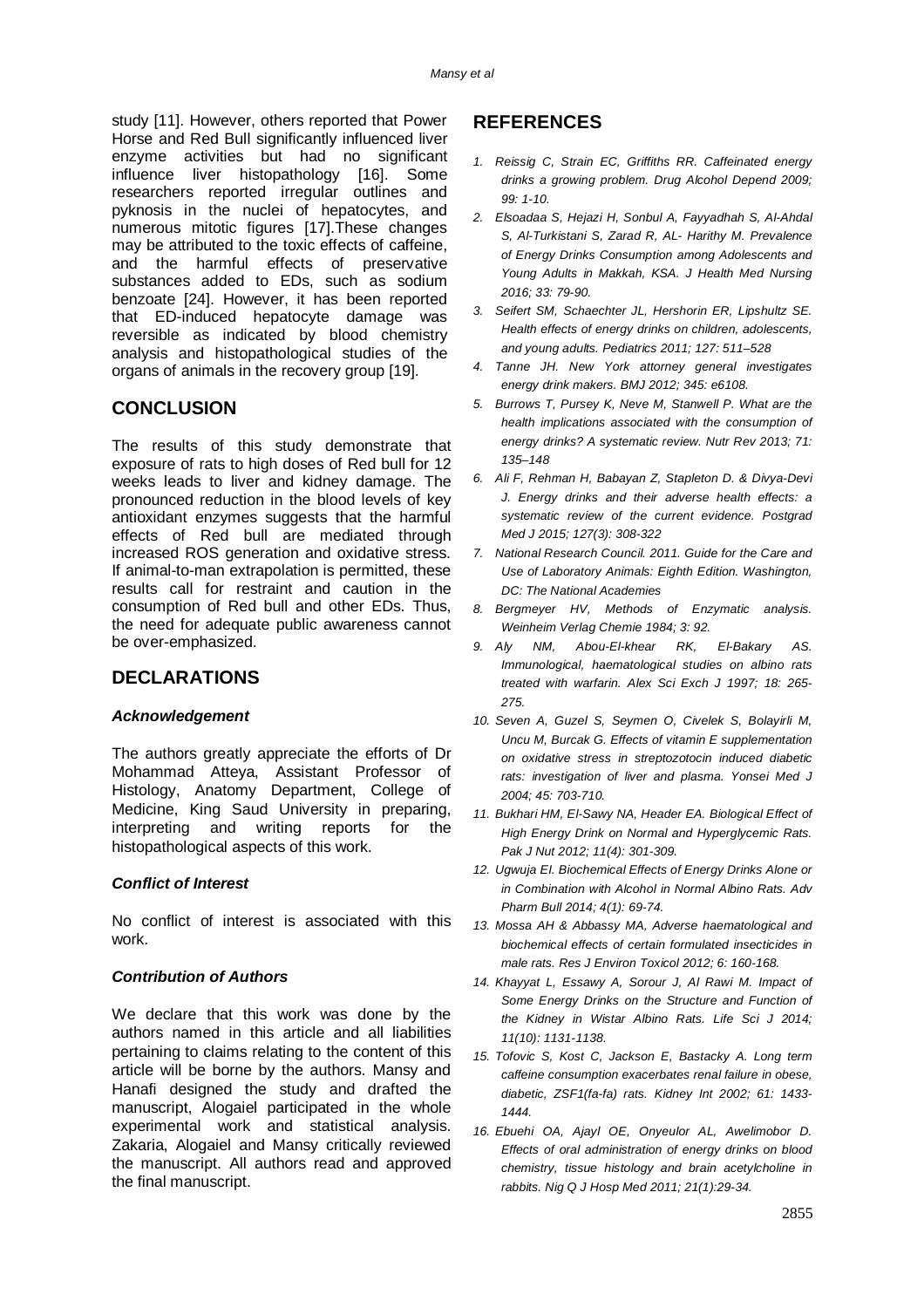study [11]. However, others reported that Power Horse and Red Bull significantly influenced liver enzyme activities but had no significant influence liver histopathology [16]. Some researchers reported irregular outlines and pyknosis in the nuclei of hepatocytes, and numerous mitotic figures [17].These changes may be attributed to the toxic effects of caffeine, and the harmful effects of preservative substances added to EDs, such as sodium benzoate [24]. However, it has been reported that ED-induced hepatocyte damage was reversible as indicated by blood chemistry analysis and histopathological studies of the organs of animals in the recovery group [19].

## CONCLUSION

The results of this study demonstrate that exposure of rats to high doses of Red bull for 12 weeks leads to liver and kidney damage. The pronounced reduction in the blood levels of key antioxidant enzymes suggests that the harmful effects of Red bull are mediated through increased ROS generation and oxidative stress. If animal-to-man extrapolation is permitted, these results call for restraint and caution in the consumption of Red bull and other EDs. Thus, the need for adequate public awareness cannot be over-emphasized.

## DECLARATIONS

### *Acknowledgement*

The authors greatly appreciate the efforts of Dr Mohammad Atteya, Assistant Professor of Histology, Anatomy Department, College of Medicine, King Saud University in preparing, interpreting and writing reports for the histopathological aspects of this work.

### *Conflict of Interest*

No conflict of interest is associated with this work.

### *Contribution of Authors*

We declare that this work was done by the authors named in this article and all liabilities pertaining to claims relating to the content of this article will be borne by the authors. Mansy and Hanafi designed the study and drafted the manuscript, Alogaiel participated in the whole experimental work and statistical analysis. Zakaria, Alogaiel and Mansy critically reviewed the manuscript. All authors read and approved the final manuscript.

## REFERENCES

1. *Reissig C, Strain EC, Griffiths RR. Caffeinated energy drinks a growing problem. Drug Alcohol Depend 2009; 99: 1-10.*
2. *Elsoadaa S, Hejazi H, Sonbul A, Fayyadhah S, Al-Ahdal S, Al-Turkistani S, Zarad R, AL- Harithy M. Prevalence of Energy Drinks Consumption among Adolescents and Young Adults in Makkah, KSA. J Health Med Nursing 2016; 33: 79-90.*
3. *Seifert SM, Schaechter JL, Hershorin ER, Lipshultz SE. Health effects of energy drinks on children, adolescents, and young adults. Pediatrics 2011; 127: 511–528*
4. *Tanne JH. New York attorney general investigates energy drink makers. BMJ 2012; 345: e6108.*
5. *Burrows T, Pursey K, Neve M, Stanwell P. What are the health implications associated with the consumption of energy drinks? A systematic review. Nutr Rev 2013; 71: 135–148*
6. *Ali F, Rehman H, Babayan Z, Stapleton D. & Divya-Devi J. Energy drinks and their adverse health effects: a systematic review of the current evidence. Postgrad Med J 2015; 127(3): 308-322*
7. *National Research Council. 2011. Guide for the Care and Use of Laboratory Animals: Eighth Edition. Washington, DC: The National Academies*
8. *Bergmeyer HV, Methods of Enzymatic analysis. Weinheim Verlag Chemie 1984; 3: 92.*
9. *Aly NM, Abou-El-khear RK, El-Bakary AS. Immunological, haematological studies on albino rats treated with warfarin. Alex Sci Exch J 1997; 18: 265-275.*
10. *Seven A, Guzel S, Seymen O, Civelek S, Bolayirli M, Uncu M, Burcak G. Effects of vitamin E supplementation on oxidative stress in streptozotocin induced diabetic rats: investigation of liver and plasma. Yonsei Med J 2004; 45: 703-710.*
11. *Bukhari HM, El-Sawy NA, Header EA. Biological Effect of High Energy Drink on Normal and Hyperglycemic Rats. Pak J Nut 2012; 11(4): 301-309.*
12. *Ugwuja EI. Biochemical Effects of Energy Drinks Alone or in Combination with Alcohol in Normal Albino Rats. Adv Pharm Bull 2014; 4(1): 69-74.*
13. *Mossa AH & Abbassy MA, Adverse haematological and biochemical effects of certain formulated insecticides in male rats. Res J Environ Toxicol 2012; 6: 160-168.*
14. *Khayyat L, Essawy A, Sorour J, Al Rawi M. Impact of Some Energy Drinks on the Structure and Function of the Kidney in Wistar Albino Rats. Life Sci J 2014; 11(10): 1131-1138.*
15. *Tofovic S, Kost C, Jackson E, Bastacky A. Long term caffeine consumption exacerbates renal failure in obese, diabetic, ZSF1(fa-fa) rats. Kidney Int 2002; 61: 1433-1444.*
16. *Ebuehi OA, Ajayl OE, Onyeulor AL, Awelimobor D. Effects of oral administration of energy drinks on blood chemistry, tissue histology and brain acetylcholine in rabbits. Nig Q J Hosp Med 2011; 21(1):29-34.*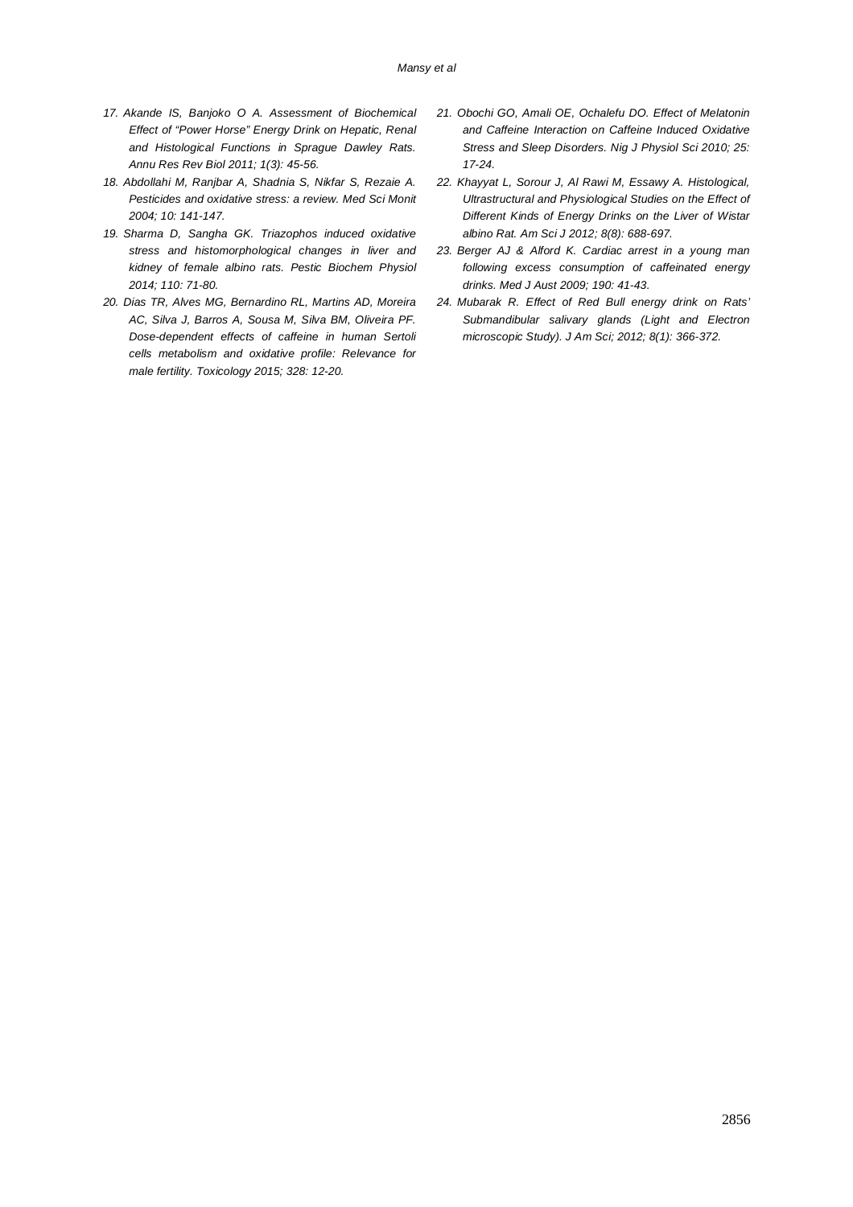17. *Akande IS, Banjoko O A. Assessment of Biochemical Effect of "Power Horse" Energy Drink on Hepatic, Renal and Histological Functions in Sprague Dawley Rats. Annu Res Rev Biol 2011; 1(3): 45-56.*
18. *Abdollahi M, Ranjbar A, Shadnia S, Nikfar S, Rezaie A. Pesticides and oxidative stress: a review. Med Sci Monit 2004; 10: 141-147.*
19. *Sharma D, Sangha GK. Triazophos induced oxidative stress and histomorphological changes in liver and kidney of female albino rats. Pestic Biochem Physiol 2014; 110: 71-80.*
20. *Dias TR, Alves MG, Bernardino RL, Martins AD, Moreira AC, Silva J, Barros A, Sousa M, Silva BM, Oliveira PF. Dose-dependent effects of caffeine in human Sertoli cells metabolism and oxidative profile: Relevance for male fertility. Toxicology 2015; 328: 12-20.*
21. *Obochi GO, Amali OE, Ochalefu DO. Effect of Melatonin and Caffeine Interaction on Caffeine Induced Oxidative Stress and Sleep Disorders. Nig J Physiol Sci 2010; 25: 17-24.*
22. *Khayyat L, Sorour J, Al Rawi M, Essawy A. Histological, Ultrastructural and Physiological Studies on the Effect of Different Kinds of Energy Drinks on the Liver of Wistar albino Rat. Am Sci J 2012; 8(8): 688-697.*
23. *Berger AJ & Alford K. Cardiac arrest in a young man following excess consumption of caffeinated energy drinks. Med J Aust 2009; 190: 41-43.*
24. *Mubarak R. Effect of Red Bull energy drink on Rats' Submandibular salivary glands (Light and Electron microscopic Study). J Am Sci; 2012; 8(1): 366-372.*